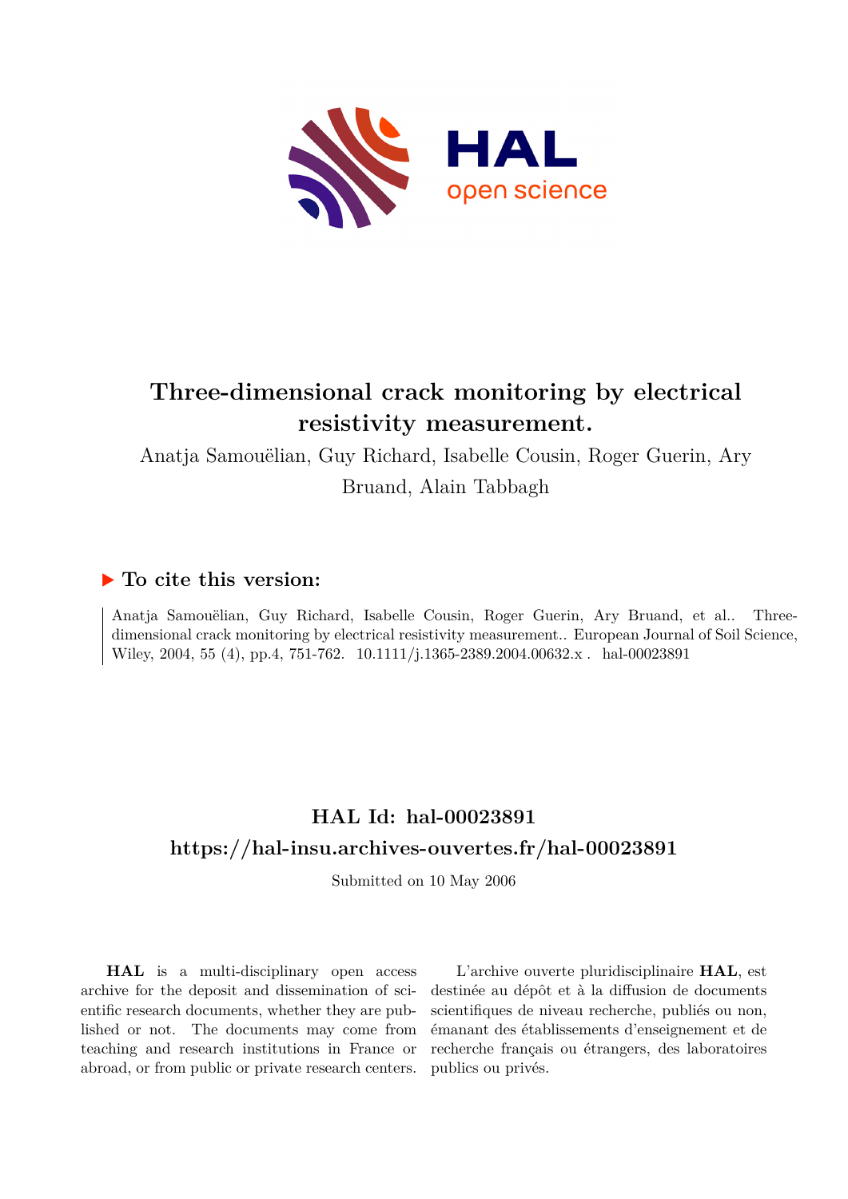# Three-dimensional crack monitoring by electrical resistivity measurement.

Anatja Samouëlian, Guy Richard, Isabelle Cousin, Roger Guerin, Ary Bruand, Alain Tabbagh

## ▶ To cite this version:

Anatja Samouëlian, Guy Richard, Isabelle Cousin, Roger Guerin, Ary Bruand, et al.. Three-dimensional crack monitoring by electrical resistivity measurement.. European Journal of Soil Science, Wiley, 2004, 55 (4), pp.4, 751-762. 10.1111/j.1365-2389.2004.00632.x . hal-00023891

## HAL Id: hal-00023891

## https://hal-insu.archives-ouvertes.fr/hal-00023891

Submitted on 10 May 2006

**HAL** is a multi-disciplinary open access archive for the deposit and dissemination of scientific research documents, whether they are published or not. The documents may come from teaching and research institutions in France or abroad, or from public or private research centers.

L'archive ouverte pluridisciplinaire **HAL**, est destinée au dépôt et à la diffusion de documents scientifiques de niveau recherche, publiés ou non, émanant des établissements d'enseignement et de recherche français ou étrangers, des laboratoires publics ou privés.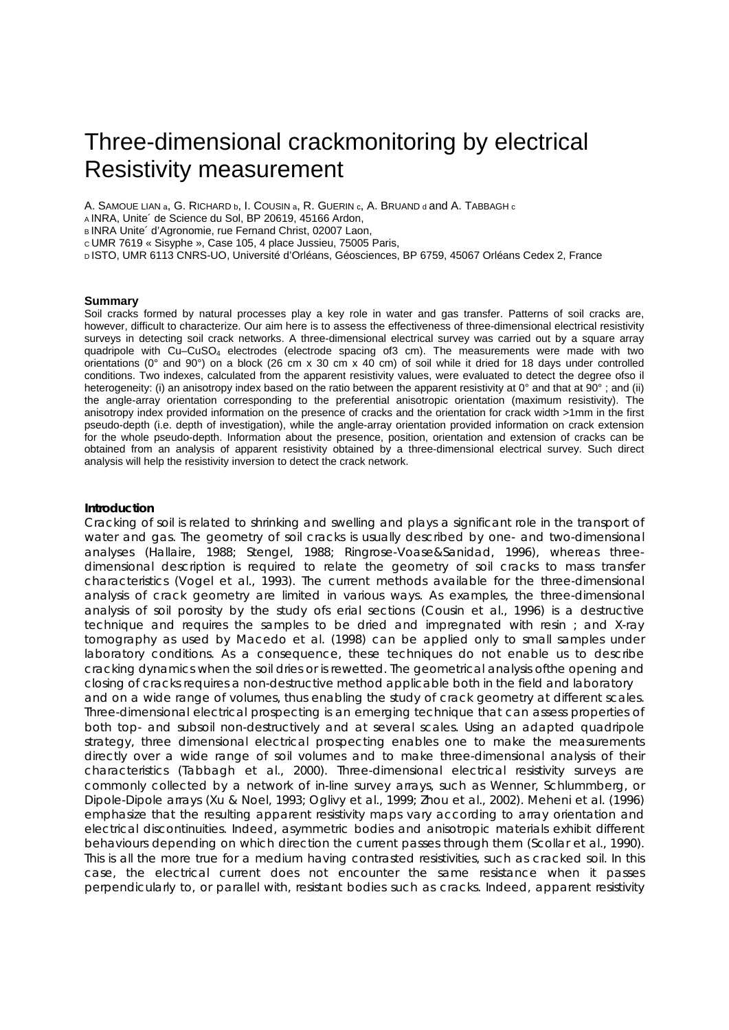# Three-dimensional crackmonitoring by electrical Resistivity measurement

A. SAMOUE LIAN [a], G. RICHARD [b], I. COUSIN [a], R. GUERIN [c], A. BRUAND [d] and A. TABBAGH [c]

[A] INRA, Unite´ de Science du Sol, BP 20619, 45166 Ardon,

[B] INRA Unite´ d'Agronomie, rue Fernand Christ, 02007 Laon,

[C] UMR 7619 « Sisyphe », Case 105, 4 place Jussieu, 75005 Paris,

[D] ISTO, UMR 6113 CNRS-UO, Université d'Orléans, Géosciences, BP 6759, 45067 Orléans Cedex 2, France

### Summary

Soil cracks formed by natural processes play a key role in water and gas transfer. Patterns of soil cracks are, however, difficult to characterize. Our aim here is to assess the effectiveness of three-dimensional electrical resistivity surveys in detecting soil crack networks. A three-dimensional electrical survey was carried out by a square array quadripole with Cu–$CuSO_4$ electrodes (electrode spacing of3 cm). The measurements were made with two orientations (0° and 90°) on a block (26 cm x 30 cm x 40 cm) of soil while it dried for 18 days under controlled conditions. Two indexes, calculated from the apparent resistivity values, were evaluated to detect the degree ofso il heterogeneity: (i) an anisotropy index based on the ratio between the apparent resistivity at 0° and that at 90° ; and (ii) the angle-array orientation corresponding to the preferential anisotropic orientation (maximum resistivity). The anisotropy index provided information on the presence of cracks and the orientation for crack width >1mm in the first pseudo-depth (i.e. depth of investigation), while the angle-array orientation provided information on crack extension for the whole pseudo-depth. Information about the presence, position, orientation and extension of cracks can be obtained from an analysis of apparent resistivity obtained by a three-dimensional electrical survey. Such direct analysis will help the resistivity inversion to detect the crack network.

### Introduction

Cracking of soil is related to shrinking and swelling and plays a significant role in the transport of water and gas. The geometry of soil cracks is usually described by one- and two-dimensional analyses (Hallaire, 1988; Stengel, 1988; Ringrose-Voase&Sanidad, 1996), whereas three-dimensional description is required to relate the geometry of soil cracks to mass transfer characteristics (Vogel et al., 1993). The current methods available for the three-dimensional analysis of crack geometry are limited in various ways. As examples, the three-dimensional analysis of soil porosity by the study ofs erial sections (Cousin et al., 1996) is a destructive technique and requires the samples to be dried and impregnated with resin ; and X-ray tomography as used by Macedo et al. (1998) can be applied only to small samples under laboratory conditions. As a consequence, these techniques do not enable us to describe cracking dynamics when the soil dries or is rewetted. The geometrical analysis ofthe opening and closing of cracks requires a non-destructive method applicable both in the field and laboratory and on a wide range of volumes, thus enabling the study of crack geometry at different scales. Three-dimensional electrical prospecting is an emerging technique that can assess properties of both top- and subsoil non-destructively and at several scales. Using an adapted quadripole strategy, three dimensional electrical prospecting enables one to make the measurements directly over a wide range of soil volumes and to make three-dimensional analysis of their characteristics (Tabbagh et al., 2000). Three-dimensional electrical resistivity surveys are commonly collected by a network of in-line survey arrays, such as Wenner, Schlummberg, or Dipole-Dipole arrays (Xu & Noel, 1993; Oglivy et al., 1999; Zhou et al., 2002). Meheni et al. (1996) emphasize that the resulting apparent resistivity maps vary according to array orientation and electrical discontinuities. Indeed, asymmetric bodies and anisotropic materials exhibit different behaviours depending on which direction the current passes through them (Scollar et al., 1990). This is all the more true for a medium having contrasted resistivities, such as cracked soil. In this case, the electrical current does not encounter the same resistance when it passes perpendicularly to, or parallel with, resistant bodies such as cracks. Indeed, apparent resistivity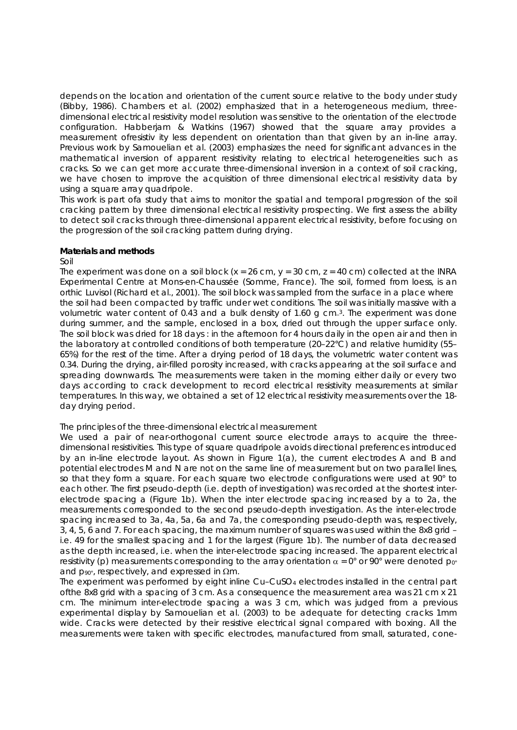depends on the location and orientation of the current source relative to the body under study (Bibby, 1986). Chambers et al. (2002) emphasized that in a heterogeneous medium, three-dimensional electrical resistivity model resolution was sensitive to the orientation of the electrode configuration. Habberjam & Watkins (1967) showed that the square array provides a measurement ofresistiv ity less dependent on orientation than that given by an in-line array. Previous work by Samouelian et al. (2003) emphasizes the need for significant advances in the mathematical inversion of apparent resistivity relating to electrical heterogeneities such as cracks. So we can get more accurate three-dimensional inversion in a context of soil cracking, we have chosen to improve the acquisition of three dimensional electrical resistivity data by using a square array quadripole.

This work is part ofa study that aims to monitor the spatial and temporal progression of the soil cracking pattern by three dimensional electrical resistivity prospecting. We first assess the ability to detect soil cracks through three-dimensional apparent electrical resistivity, before focusing on the progression of the soil cracking pattern during drying.

**Materials and methods**

*Soil*

The experiment was done on a soil block ($x = 26$ cm, $y = 30$ cm, $z = 40$ cm) collected at the INRA Experimental Centre at Mons-en-Chaussée (Somme, France). The soil, formed from loess, is an orthic Luvisol (Richard et al., 2001). The soil block was sampled from the surface in a place where the soil had been compacted by traffic under wet conditions. The soil was initially massive with a volumetric water content of 0.43 and a bulk density of 1.60 g $cm^{-3}$. The experiment was done during summer, and the sample, enclosed in a box, dried out through the upper surface only. The soil block was dried for 18 days : in the afternoon for 4 hours daily in the open air and then in the laboratory at controlled conditions of both temperature (20–22°C) and relative humidity (55–65%) for the rest of the time. After a drying period of 18 days, the volumetric water content was 0.34. During the drying, air-filled porosity increased, with cracks appearing at the soil surface and spreading downwards. The measurements were taken in the morning either daily or every two days according to crack development to record electrical resistivity measurements at similar temperatures. In this way, we obtained a set of 12 electrical resistivity measurements over the 18-day drying period.

*The principles of the three-dimensional electrical measurement*

We used a pair of near-orthogonal current source electrode arrays to acquire the three-dimensional resistivities. This type of square quadripole avoids directional preferences introduced by an in-line electrode layout. As shown in Figure 1(a), the current electrodes A and B and potential electrodes M and N are not on the same line of measurement but on two parallel lines, so that they form a square. For each square two electrode configurations were used at 90° to each other. The first pseudo-depth (i.e. depth of investigation) was recorded at the shortest inter-electrode spacing a (Figure 1b). When the inter electrode spacing increased by a to 2a, the measurements corresponded to the second pseudo-depth investigation. As the inter-electrode spacing increased to 3a, 4a, 5a, 6a and 7a, the corresponding pseudo-depth was, respectively, 3, 4, 5, 6 and 7. For each spacing, the maximum number of squares was used within the 8x8 grid – i.e. 49 for the smallest spacing and 1 for the largest (Figure 1b). The number of data decreased as the depth increased, i.e. when the inter-electrode spacing increased. The apparent electrical resistivity ($\rho$) measurements corresponding to the array orientation $\alpha = 0°$ or 90° were denoted $\rho_{0°}$ and $\rho_{90°}$, respectively, and expressed in $\Omega$m.

The experiment was performed by eight inline $Cu–CuSO_4$ electrodes installed in the central part ofthe 8x8 grid with a spacing of 3 cm. As a consequence the measurement area was 21 cm x 21 cm. The minimum inter-electrode spacing a was 3 cm, which was judged from a previous experimental display by Samouelian et al. (2003) to be adequate for detecting cracks 1mm wide. Cracks were detected by their resistive electrical signal compared with boxing. All the measurements were taken with specific electrodes, manufactured from small, saturated, cone-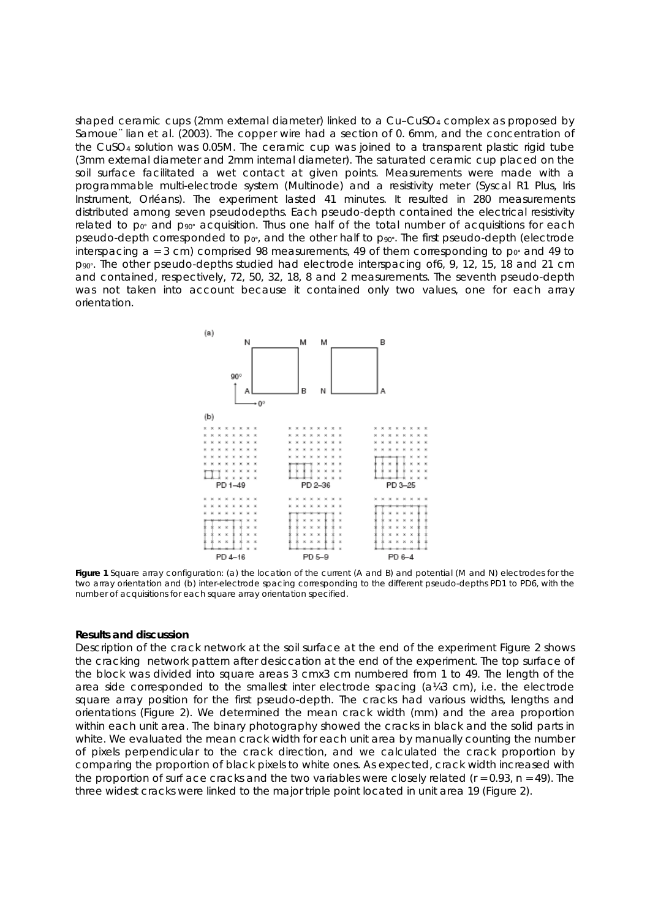shaped ceramic cups (2mm external diameter) linked to a Cu–$CuSO_4$ complex as proposed by Samoue¨ lian et al. (2003). The copper wire had a section of 0. 6mm, and the concentration of the $CuSO_4$ solution was 0.05M. The ceramic cup was joined to a transparent plastic rigid tube (3mm external diameter and 2mm internal diameter). The saturated ceramic cup placed on the soil surface facilitated a wet contact at given points. Measurements were made with a programmable multi-electrode system (Multinode) and a resistivity meter (Syscal R1 Plus, Iris Instrument, Orléans). The experiment lasted 41 minutes. It resulted in 280 measurements distributed among seven pseudodepths. Each pseudo-depth contained the electrical resistivity related to $\rho_{0°}$ and $\rho_{90°}$ acquisition. Thus one half of the total number of acquisitions for each pseudo-depth corresponded to $\rho_{0°}$, and the other half to $\rho_{90°}$. The first pseudo-depth (electrode interspacing a = 3 cm) comprised 98 measurements, 49 of them corresponding to $\rho_{0°}$ and 49 to $\rho_{90°}$. The other pseudo-depths studied had electrode interspacing of6, 9, 12, 15, 18 and 21 cm and contained, respectively, 72, 50, 32, 18, 8 and 2 measurements. The seventh pseudo-depth was not taken into account because it contained only two values, one for each array orientation.

**Figure 1** Square array configuration: (a) the location of the current (A and B) and potential (M and N) electrodes for the two array orientation and (b) inter-electrode spacing corresponding to the different pseudo-depths PD1 to PD6, with the number of acquisitions for each square array orientation specified.

### Results and discussion

Description of the crack network at the soil surface at the end of the experiment Figure 2 shows the cracking network pattern after desiccation at the end of the experiment. The top surface of the block was divided into square areas 3 cmx3 cm numbered from 1 to 49. The length of the area side corresponded to the smallest inter electrode spacing (a¼3 cm), i.e. the electrode square array position for the first pseudo-depth. The cracks had various widths, lengths and orientations (Figure 2). We determined the mean crack width (mm) and the area proportion within each unit area. The binary photography showed the cracks in black and the solid parts in white. We evaluated the mean crack width for each unit area by manually counting the number of pixels perpendicular to the crack direction, and we calculated the crack proportion by comparing the proportion of black pixels to white ones. As expected, crack width increased with the proportion of surf ace cracks and the two variables were closely related ($r = 0.93$, $n = 49$). The three widest cracks were linked to the major triple point located in unit area 19 (Figure 2).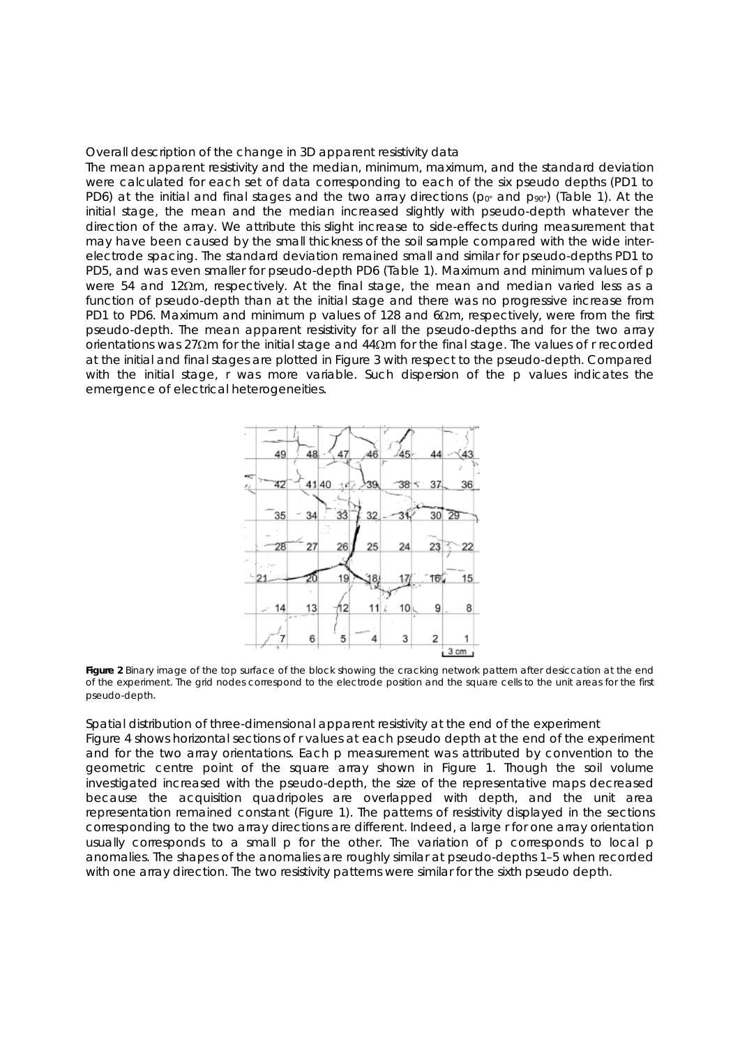Overall description of the change in 3D apparent resistivity data

The mean apparent resistivity and the median, minimum, maximum, and the standard deviation were calculated for each set of data corresponding to each of the six pseudo depths (PD1 to PD6) at the initial and final stages and the two array directions ($\rho_{0°}$ and $\rho_{90°}$) (Table 1). At the initial stage, the mean and the median increased slightly with pseudo-depth whatever the direction of the array. We attribute this slight increase to side-effects during measurement that may have been caused by the small thickness of the soil sample compared with the wide inter-electrode spacing. The standard deviation remained small and similar for pseudo-depths PD1 to PD5, and was even smaller for pseudo-depth PD6 (Table 1). Maximum and minimum values of ρ were 54 and 12Ωm, respectively. At the final stage, the mean and median varied less as a function of pseudo-depth than at the initial stage and there was no progressive increase from PD1 to PD6. Maximum and minimum ρ values of 128 and 6Ωm, respectively, were from the first pseudo-depth. The mean apparent resistivity for all the pseudo-depths and for the two array orientations was 27Ωm for the initial stage and 44Ωm for the final stage. The values of r recorded at the initial and final stages are plotted in Figure 3 with respect to the pseudo-depth. Compared with the initial stage, r was more variable. Such dispersion of the ρ values indicates the emergence of electrical heterogeneities.

**Figure 2** Binary image of the top surface of the block showing the cracking network pattern after desiccation at the end of the experiment. The grid nodes correspond to the electrode position and the square cells to the unit areas for the first pseudo-depth.

Spatial distribution of three-dimensional apparent resistivity at the end of the experiment

Figure 4 shows horizontal sections of r values at each pseudo depth at the end of the experiment and for the two array orientations. Each ρ measurement was attributed by convention to the geometric centre point of the square array shown in Figure 1. Though the soil volume investigated increased with the pseudo-depth, the size of the representative maps decreased because the acquisition quadripoles are overlapped with depth, and the unit area representation remained constant (Figure 1). The patterns of resistivity displayed in the sections corresponding to the two array directions are different. Indeed, a large r for one array orientation usually corresponds to a small ρ for the other. The variation of ρ corresponds to local ρ anomalies. The shapes of the anomalies are roughly similar at pseudo-depths 1–5 when recorded with one array direction. The two resistivity patterns were similar for the sixth pseudo depth.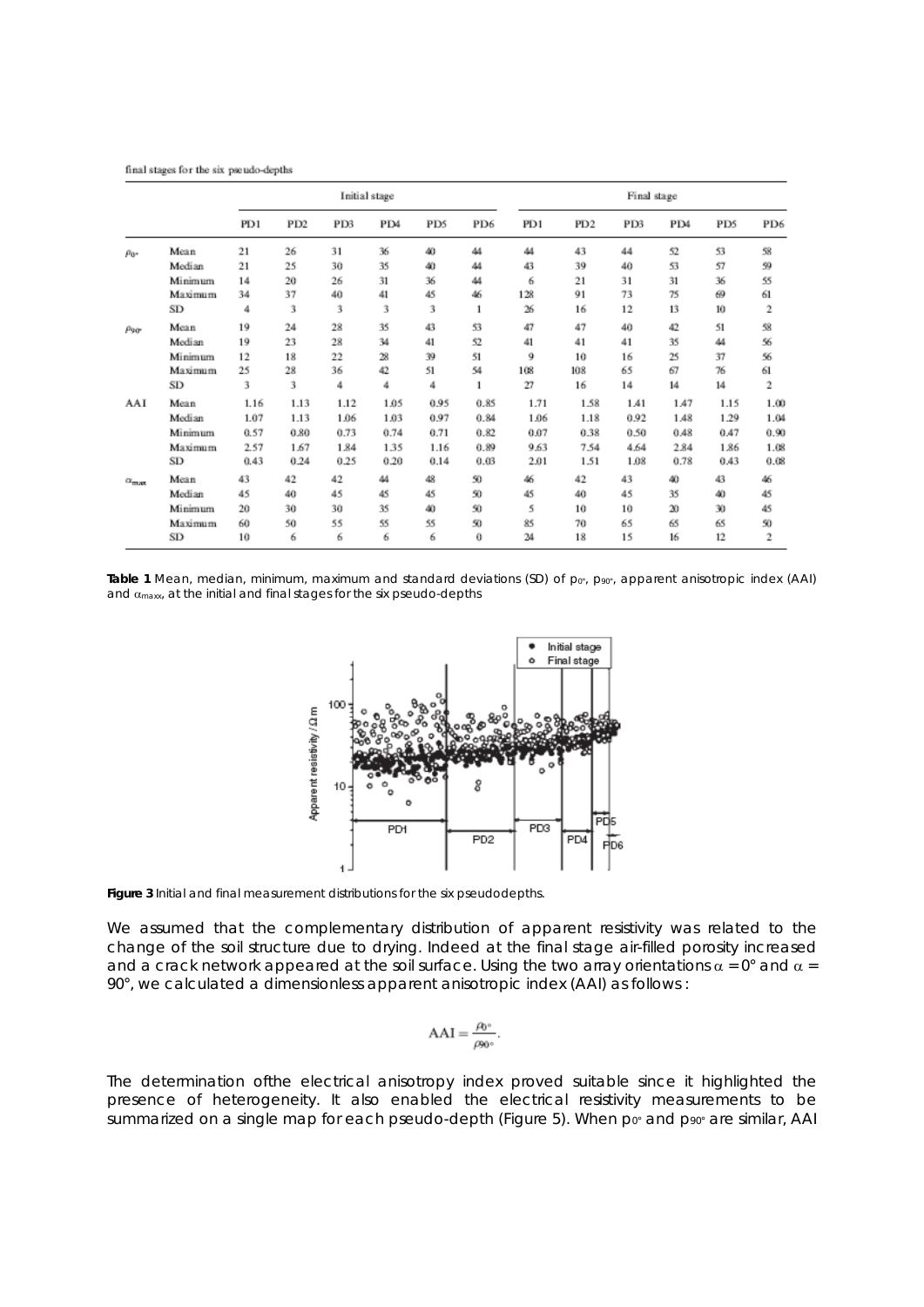final stages for the six pseudo-depths

| | | Initial stage | | | | | | Final stage | | | | | |
|---|---|---|---|---|---|---|---|---|---|---|---|---|---|
| | | PD1 | PD2 | PD3 | PD4 | PD5 | PD6 | PD1 | PD2 | PD3 | PD4 | PD5 | PD6 |
| $\rho_{0°}$ | Mean | 21 | 26 | 31 | 36 | 40 | 44 | 44 | 43 | 44 | 52 | 53 | 58 |
| | Median | 21 | 25 | 30 | 35 | 40 | 44 | 43 | 39 | 40 | 53 | 57 | 59 |
| | Minimum | 14 | 20 | 26 | 31 | 36 | 44 | 6 | 21 | 31 | 31 | 36 | 55 |
| | Maximum | 34 | 37 | 40 | 41 | 45 | 46 | 128 | 91 | 73 | 75 | 69 | 61 |
| | SD | 4 | 3 | 3 | 3 | 3 | 1 | 26 | 16 | 12 | 13 | 10 | 2 |
| $\rho_{90°}$ | Mean | 19 | 24 | 28 | 35 | 43 | 53 | 47 | 47 | 40 | 42 | 51 | 58 |
| | Median | 19 | 23 | 28 | 34 | 41 | 52 | 41 | 41 | 41 | 35 | 44 | 56 |
| | Minimum | 12 | 18 | 22 | 28 | 39 | 51 | 9 | 10 | 16 | 25 | 37 | 56 |
| | Maximum | 25 | 28 | 36 | 42 | 51 | 54 | 108 | 108 | 65 | 67 | 76 | 61 |
| | SD | 3 | 3 | 4 | 4 | 4 | 1 | 27 | 16 | 14 | 14 | 14 | 2 |
| AAI | Mean | 1.16 | 1.13 | 1.12 | 1.05 | 0.95 | 0.85 | 1.71 | 1.58 | 1.41 | 1.47 | 1.15 | 1.00 |
| | Median | 1.07 | 1.13 | 1.06 | 1.03 | 0.97 | 0.84 | 1.06 | 1.18 | 0.92 | 1.48 | 1.29 | 1.04 |
| | Minimum | 0.57 | 0.80 | 0.73 | 0.74 | 0.71 | 0.82 | 0.07 | 0.38 | 0.50 | 0.48 | 0.47 | 0.90 |
| | Maximum | 2.57 | 1.67 | 1.84 | 1.35 | 1.16 | 0.89 | 9.63 | 7.54 | 4.64 | 2.84 | 1.86 | 1.08 |
| | SD | 0.43 | 0.24 | 0.25 | 0.20 | 0.14 | 0.03 | 2.01 | 1.51 | 1.08 | 0.78 | 0.43 | 0.08 |
| $\alpha_{max}$ | Mean | 43 | 42 | 42 | 44 | 48 | 50 | 46 | 42 | 43 | 40 | 43 | 46 |
| | Median | 45 | 40 | 45 | 45 | 45 | 50 | 45 | 40 | 45 | 35 | 40 | 45 |
| | Minimum | 20 | 30 | 30 | 35 | 40 | 50 | 5 | 10 | 10 | 20 | 30 | 45 |
| | Maximum | 60 | 50 | 55 | 55 | 55 | 50 | 85 | 70 | 65 | 65 | 65 | 50 |
| | SD | 10 | 6 | 6 | 6 | 6 | 0 | 24 | 18 | 15 | 16 | 12 | 2 |

**Table 1** Mean, median, minimum, maximum and standard deviations (SD) of $\rho_{0°}$, $\rho_{90°}$, apparent anisotropic index (AAI) and $\alpha_{maxx}$, at the initial and final stages for the six pseudo-depths

**Figure 3** Initial and final measurement distributions for the six pseudodepths.

We assumed that the complementary distribution of apparent resistivity was related to the change of the soil structure due to drying. Indeed at the final stage air-filled porosity increased and a crack network appeared at the soil surface. Using the two array orientations $\alpha = 0°$ and $\alpha = 90°$, we calculated a dimensionless apparent anisotropic index (AAI) as follows :

$$\mathrm{AAI} = \frac{\rho_{0°}}{\rho_{90°}}.$$

The determination ofthe electrical anisotropy index proved suitable since it highlighted the presence of heterogeneity. It also enabled the electrical resistivity measurements to be summarized on a single map for each pseudo-depth (Figure 5). When $\rho_{0°}$ and $\rho_{90°}$ are similar, AAI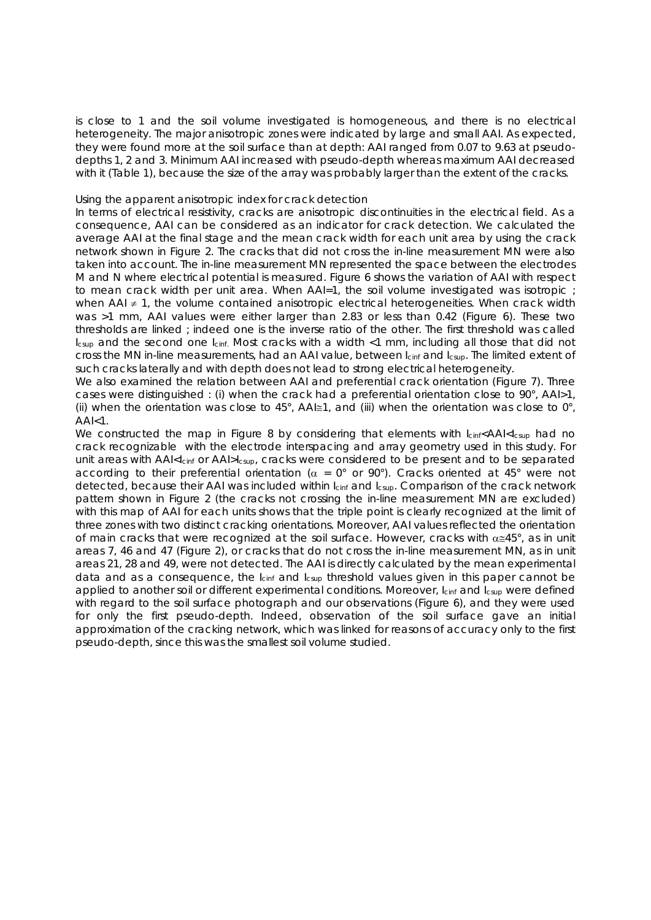is close to 1 and the soil volume investigated is homogeneous, and there is no electrical heterogeneity. The major anisotropic zones were indicated by large and small AAI. As expected, they were found more at the soil surface than at depth: AAI ranged from 0.07 to 9.63 at pseudo-depths 1, 2 and 3. Minimum AAI increased with pseudo-depth whereas maximum AAI decreased with it (Table 1), because the size of the array was probably larger than the extent of the cracks.

*Using the apparent anisotropic index for crack detection*

In terms of electrical resistivity, cracks are anisotropic discontinuities in the electrical field. As a consequence, AAI can be considered as an indicator for crack detection. We calculated the average AAI at the final stage and the mean crack width for each unit area by using the crack network shown in Figure 2. The cracks that did not cross the in-line measurement MN were also taken into account. The in-line measurement MN represented the space between the electrodes M and N where electrical potential is measured. Figure 6 shows the variation of AAI with respect to mean crack width per unit area. When AAI=1, the soil volume investigated was isotropic ; when AAI $\neq$ 1, the volume contained anisotropic electrical heterogeneities. When crack width was >1 mm, AAI values were either larger than 2.83 or less than 0.42 (Figure 6). These two thresholds are linked ; indeed one is the inverse ratio of the other. The first threshold was called $I_{csup}$ and the second one $I_{cinf}$. Most cracks with a width <1 mm, including all those that did not cross the MN in-line measurements, had an AAI value, between $I_{cinf}$ and $I_{csup}$. The limited extent of such cracks laterally and with depth does not lead to strong electrical heterogeneity.

We also examined the relation between AAI and preferential crack orientation (Figure 7). Three cases were distinguished : (i) when the crack had a preferential orientation close to 90°, AAI>1, (ii) when the orientation was close to 45°, AAI$\cong$1, and (iii) when the orientation was close to 0°, AAI<1.

We constructed the map in Figure 8 by considering that elements with $I_{cinf}$<AAI<$I_{csup}$ had no crack recognizable with the electrode interspacing and array geometry used in this study. For unit areas with AAI<$I_{cinf}$ or AAI>$I_{csup}$, cracks were considered to be present and to be separated according to their preferential orientation ($\alpha$ = 0° or 90°). Cracks oriented at 45° were not detected, because their AAI was included within $I_{cinf}$ and $I_{csup}$. Comparison of the crack network pattern shown in Figure 2 (the cracks not crossing the in-line measurement MN are excluded) with this map of AAI for each units shows that the triple point is clearly recognized at the limit of three zones with two distinct cracking orientations. Moreover, AAI values reflected the orientation of main cracks that were recognized at the soil surface. However, cracks with $\alpha\cong$45°, as in unit areas 7, 46 and 47 (Figure 2), or cracks that do not cross the in-line measurement MN, as in unit areas 21, 28 and 49, were not detected. The AAI is directly calculated by the mean experimental data and as a consequence, the $I_{cinf}$ and $I_{csup}$ threshold values given in this paper cannot be applied to another soil or different experimental conditions. Moreover, $I_{cinf}$ and $I_{csup}$ were defined with regard to the soil surface photograph and our observations (Figure 6), and they were used for only the first pseudo-depth. Indeed, observation of the soil surface gave an initial approximation of the cracking network, which was linked for reasons of accuracy only to the first pseudo-depth, since this was the smallest soil volume studied.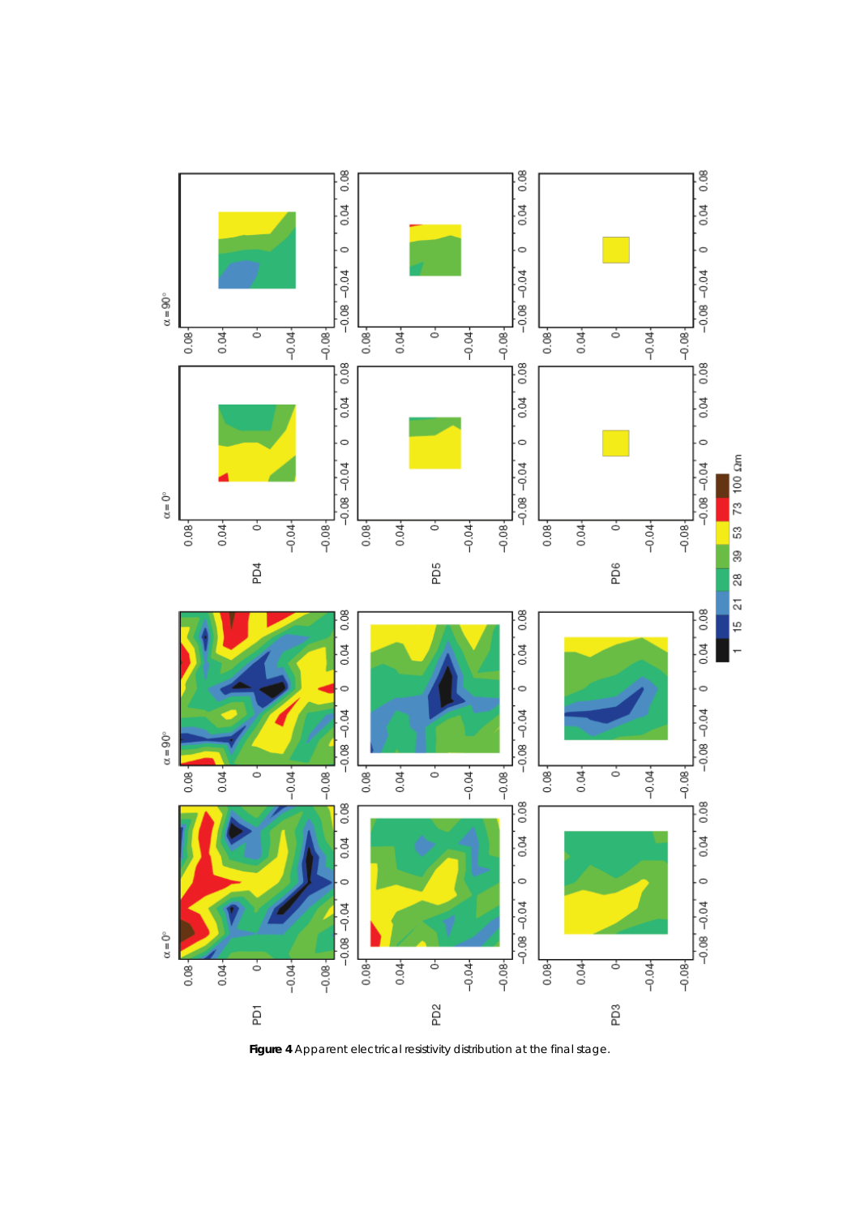**Figure 4** Apparent electrical resistivity distribution at the final stage.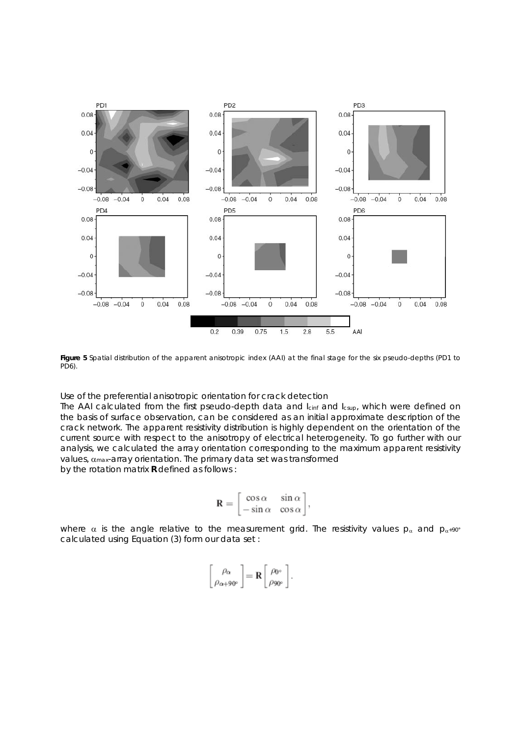**Figure 5** Spatial distribution of the apparent anisotropic index (AAI) at the final stage for the six pseudo-depths (PD1 to PD6).

Use of the preferential anisotropic orientation for crack detection

The AAI calculated from the first pseudo-depth data and $I_{cinf}$ and $I_{csup}$, which were defined on the basis of surface observation, can be considered as an initial approximate description of the crack network. The apparent resistivity distribution is highly dependent on the orientation of the current source with respect to the anisotropy of electrical heterogeneity. To go further with our analysis, we calculated the array orientation corresponding to the maximum apparent resistivity values, $\alpha_{max}$-array orientation. The primary data set was transformed by the rotation matrix **R** defined as follows :

$$\mathbf{R} = \begin{bmatrix} \cos\alpha & \sin\alpha \\ -\sin\alpha & \cos\alpha \end{bmatrix},$$

where $\alpha$ is the angle relative to the measurement grid. The resistivity values $\rho_{\alpha}$ and $\rho_{\alpha+90°}$ calculated using Equation (3) form our data set :

$$\begin{bmatrix} \rho_{\alpha} \\ \rho_{\alpha+90°} \end{bmatrix} = \mathbf{R} \begin{bmatrix} \rho_{0°} \\ \rho_{90°} \end{bmatrix}.$$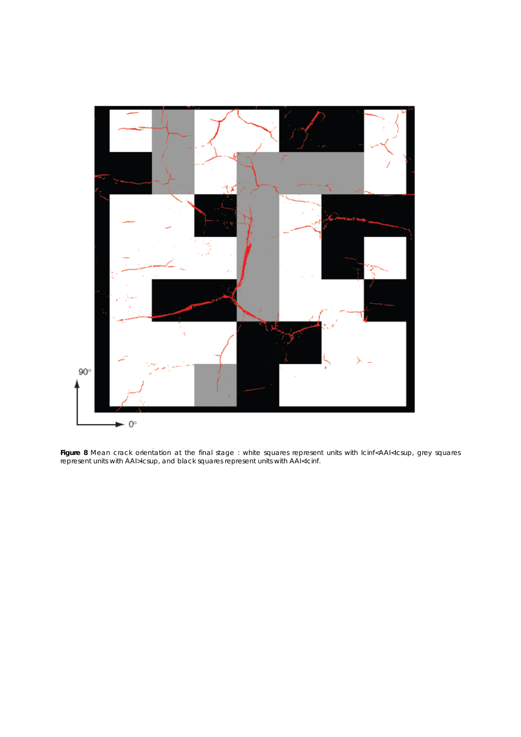**Figure 8** Mean crack orientation at the final stage : white squares represent units with Icinf<AAI<Icsup, grey squares represent units with AAI>Icsup, and black squares represent units with AAI<Icinf.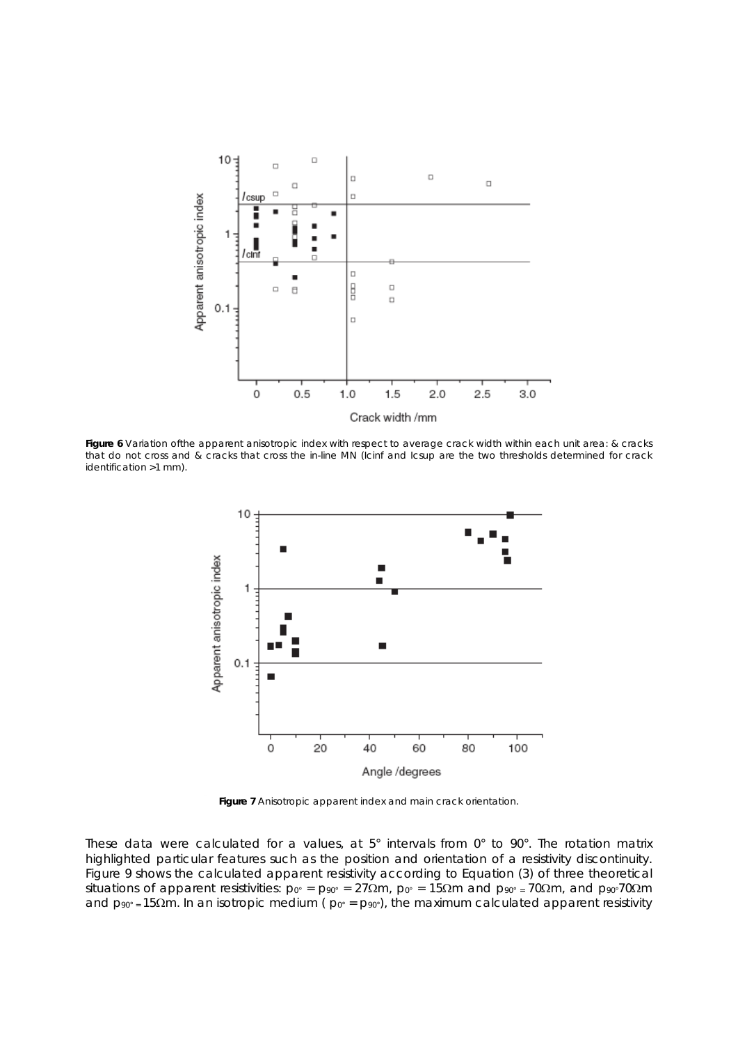**Figure 6** Variation ofthe apparent anisotropic index with respect to average crack width within each unit area: & cracks that do not cross and & cracks that cross the in-line MN (Icinf and Icsup are the two thresholds determined for crack identification >1 mm).

**Figure 7** Anisotropic apparent index and main crack orientation.

These data were calculated for a values, at 5° intervals from 0° to 90°. The rotation matrix highlighted particular features such as the position and orientation of a resistivity discontinuity. Figure 9 shows the calculated apparent resistivity according to Equation (3) of three theoretical situations of apparent resistivities: $\rho_{0°} = \rho_{90°} = 27\Omega$m, $\rho_{0°} = 15\Omega$m and $\rho_{90°} = 70\Omega$m, and $\rho_{90°}70\Omega$m and $\rho_{90°} = 15\Omega$m. In an isotropic medium ( $\rho_{0°} = \rho_{90°}$), the maximum calculated apparent resistivity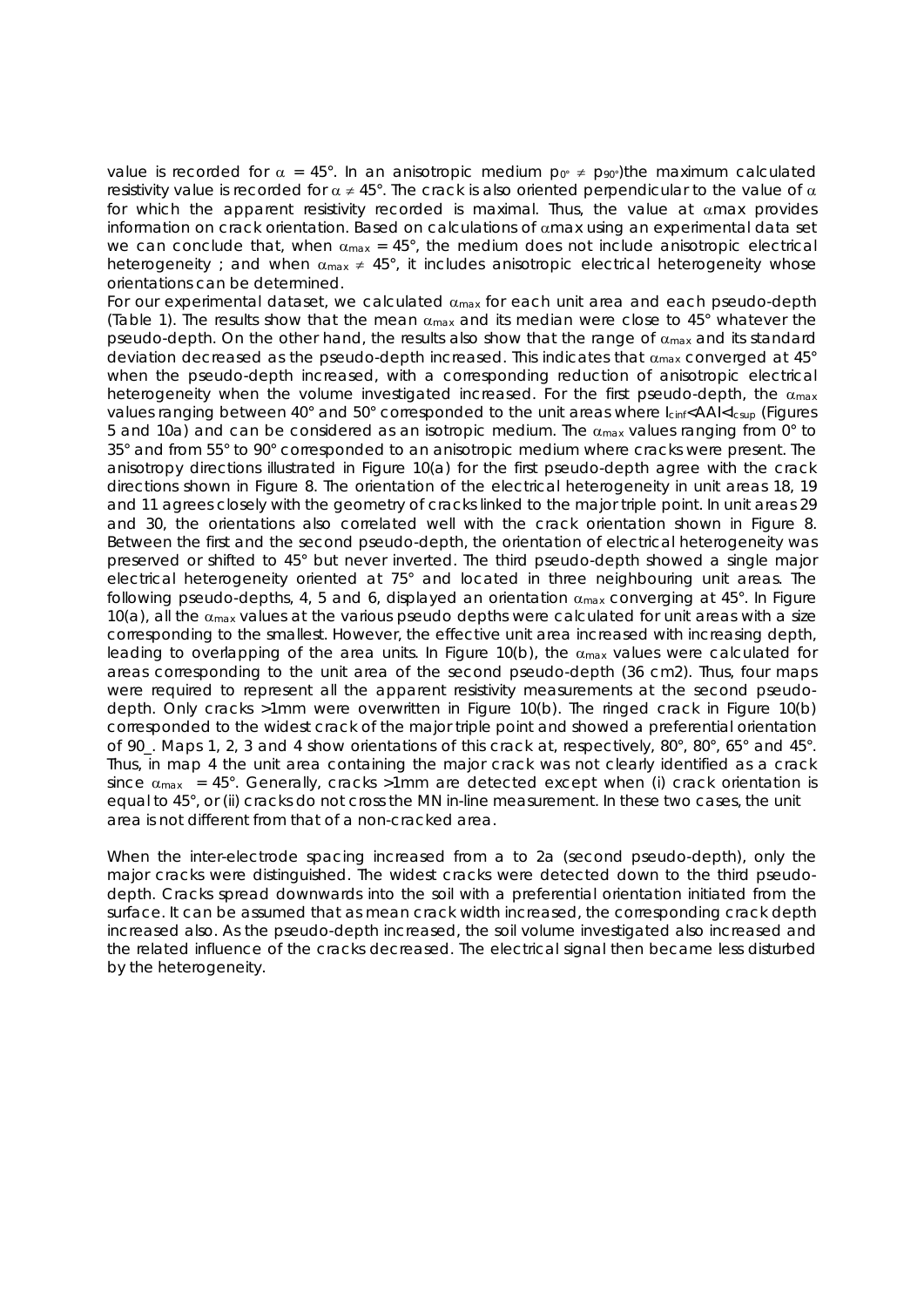value is recorded for $\alpha = 45°$. In an anisotropic medium $\rho_{0°} \neq \rho_{90°}$)the maximum calculated resistivity value is recorded for $\alpha \neq 45°$. The crack is also oriented perpendicular to the value of $\alpha$ for which the apparent resistivity recorded is maximal. Thus, the value at $\alpha max$ provides information on crack orientation. Based on calculations of $\alpha max$ using an experimental data set we can conclude that, when $\alpha_{max} = 45°$, the medium does not include anisotropic electrical heterogeneity ; and when $\alpha_{max} \neq 45°$, it includes anisotropic electrical heterogeneity whose orientations can be determined.

For our experimental dataset, we calculated $\alpha_{max}$ for each unit area and each pseudo-depth (Table 1). The results show that the mean $\alpha_{max}$ and its median were close to 45° whatever the pseudo-depth. On the other hand, the results also show that the range of $\alpha_{max}$ and its standard deviation decreased as the pseudo-depth increased. This indicates that $\alpha_{max}$ converged at 45° when the pseudo-depth increased, with a corresponding reduction of anisotropic electrical heterogeneity when the volume investigated increased. For the first pseudo-depth, the $\alpha_{max}$ values ranging between 40° and 50° corresponded to the unit areas where $I_{cinf}$<AAI<$I_{csup}$ (Figures 5 and 10a) and can be considered as an isotropic medium. The $\alpha_{max}$ values ranging from 0° to 35° and from 55° to 90° corresponded to an anisotropic medium where cracks were present. The anisotropy directions illustrated in Figure 10(a) for the first pseudo-depth agree with the crack directions shown in Figure 8. The orientation of the electrical heterogeneity in unit areas 18, 19 and 11 agrees closely with the geometry of cracks linked to the major triple point. In unit areas 29 and 30, the orientations also correlated well with the crack orientation shown in Figure 8. Between the first and the second pseudo-depth, the orientation of electrical heterogeneity was preserved or shifted to 45° but never inverted. The third pseudo-depth showed a single major electrical heterogeneity oriented at 75° and located in three neighbouring unit areas. The following pseudo-depths, 4, 5 and 6, displayed an orientation $\alpha_{max}$ converging at 45°. In Figure 10(a), all the $\alpha_{max}$ values at the various pseudo depths were calculated for unit areas with a size corresponding to the smallest. However, the effective unit area increased with increasing depth, leading to overlapping of the area units. In Figure 10(b), the $\alpha_{max}$ values were calculated for areas corresponding to the unit area of the second pseudo-depth (36 cm2). Thus, four maps were required to represent all the apparent resistivity measurements at the second pseudo-depth. Only cracks >1mm were overwritten in Figure 10(b). The ringed crack in Figure 10(b) corresponded to the widest crack of the major triple point and showed a preferential orientation of 90_. Maps 1, 2, 3 and 4 show orientations of this crack at, respectively, 80°, 80°, 65° and 45°. Thus, in map 4 the unit area containing the major crack was not clearly identified as a crack since $\alpha_{max} = 45°$. Generally, cracks >1mm are detected except when (i) crack orientation is equal to 45°, or (ii) cracks do not cross the MN in-line measurement. In these two cases, the unit area is not different from that of a non-cracked area.

When the inter-electrode spacing increased from a to 2a (second pseudo-depth), only the major cracks were distinguished. The widest cracks were detected down to the third pseudo-depth. Cracks spread downwards into the soil with a preferential orientation initiated from the surface. It can be assumed that as mean crack width increased, the corresponding crack depth increased also. As the pseudo-depth increased, the soil volume investigated also increased and the related influence of the cracks decreased. The electrical signal then became less disturbed by the heterogeneity.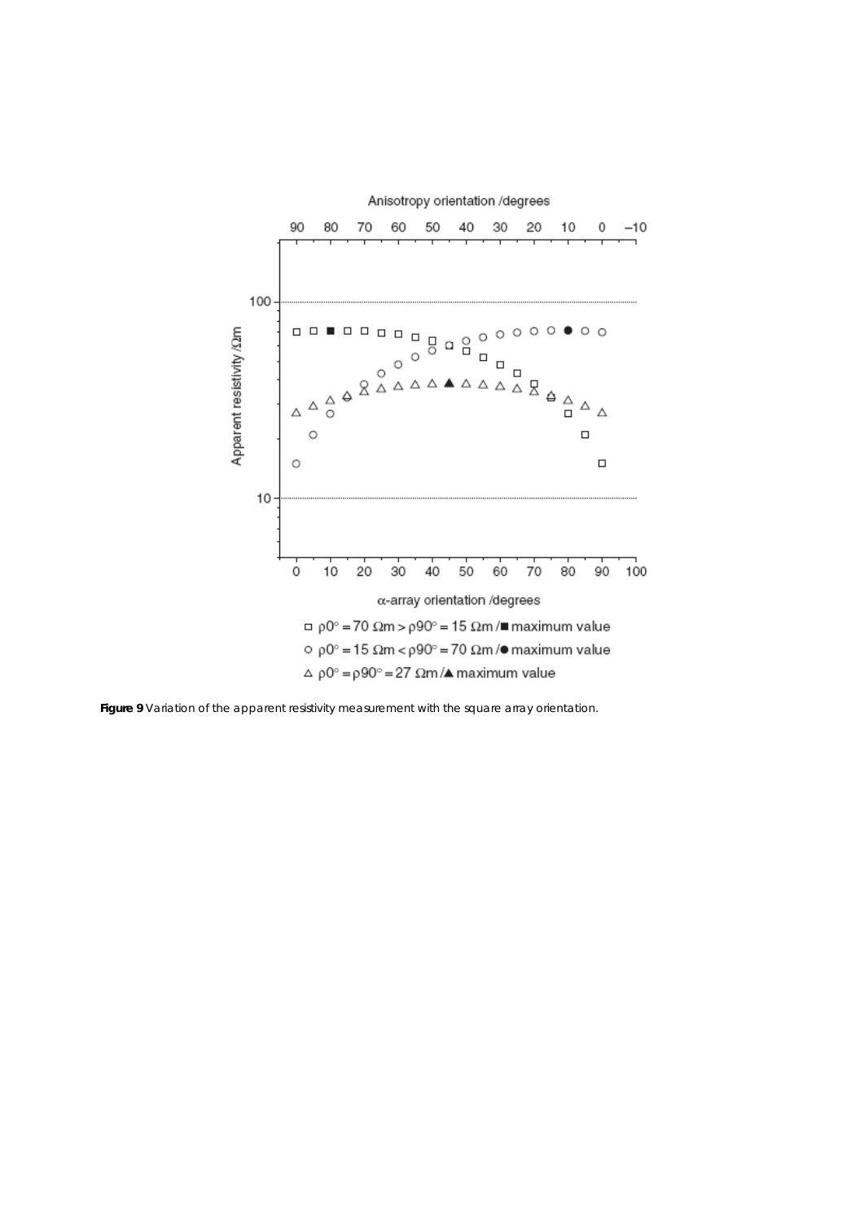**Figure 9** Variation of the apparent resistivity measurement with the square array orientation.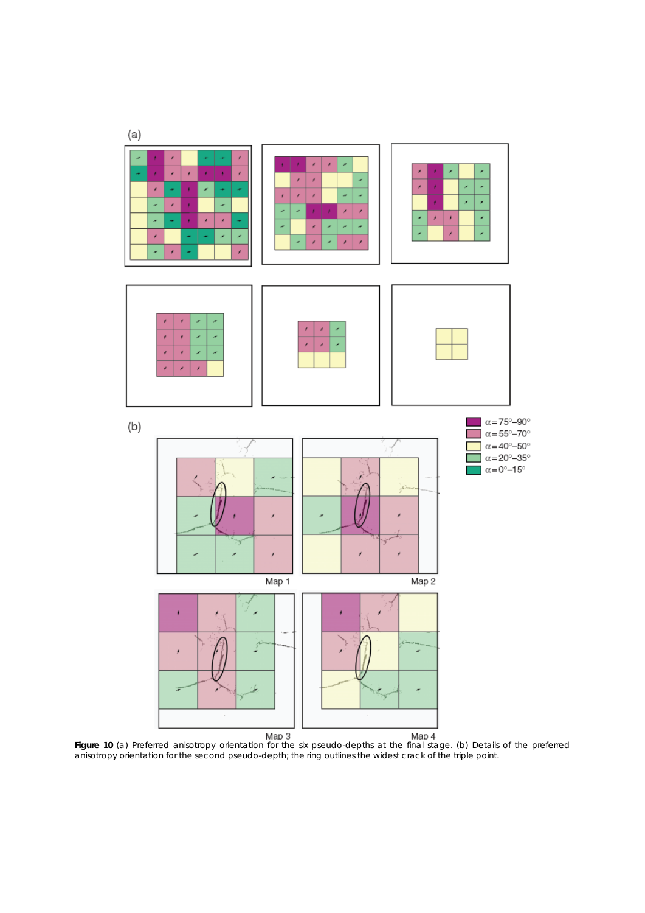**Figure 10** (a) Preferred anisotropy orientation for the six pseudo-depths at the final stage. (b) Details of the preferred anisotropy orientation for the second pseudo-depth; the ring outlines the widest crack of the triple point.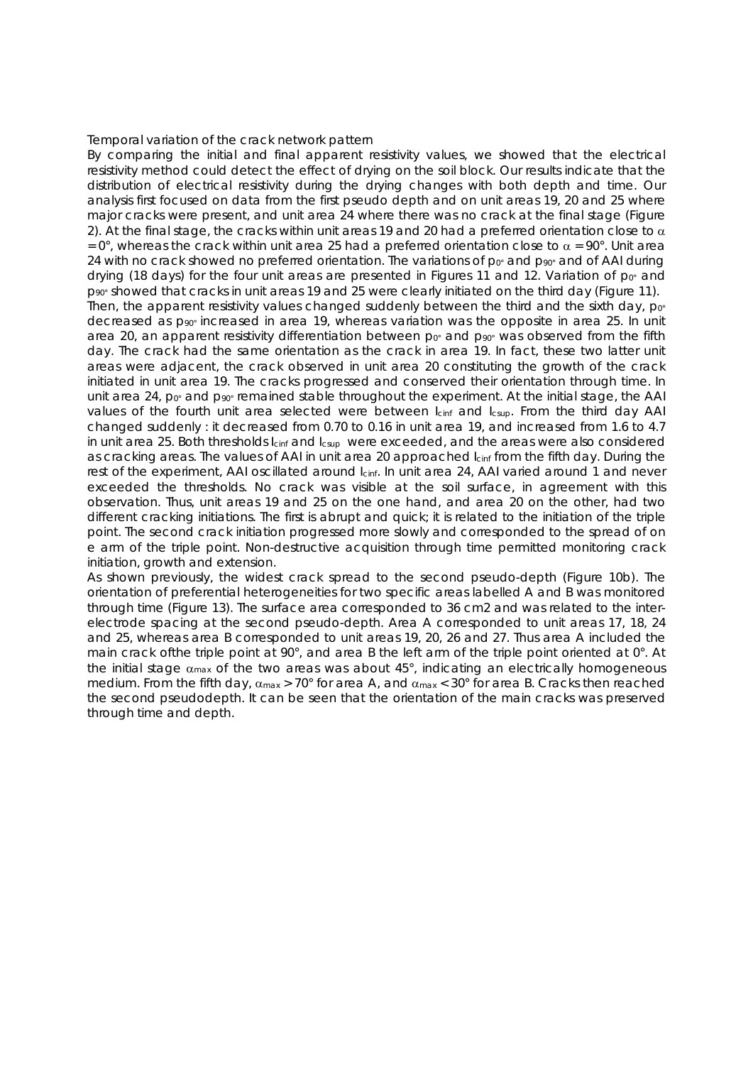Temporal variation of the crack network pattern

By comparing the initial and final apparent resistivity values, we showed that the electrical resistivity method could detect the effect of drying on the soil block. Our results indicate that the distribution of electrical resistivity during the drying changes with both depth and time. Our analysis first focused on data from the first pseudo depth and on unit areas 19, 20 and 25 where major cracks were present, and unit area 24 where there was no crack at the final stage (Figure 2). At the final stage, the cracks within unit areas 19 and 20 had a preferred orientation close to $\alpha = 0°$, whereas the crack within unit area 25 had a preferred orientation close to $\alpha = 90°$. Unit area 24 with no crack showed no preferred orientation. The variations of $\rho_{0°}$ and $\rho_{90°}$ and of AAI during drying (18 days) for the four unit areas are presented in Figures 11 and 12. Variation of $\rho_{0°}$ and $\rho_{90°}$ showed that cracks in unit areas 19 and 25 were clearly initiated on the third day (Figure 11). Then, the apparent resistivity values changed suddenly between the third and the sixth day, $\rho_{0°}$ decreased as $\rho_{90°}$ increased in area 19, whereas variation was the opposite in area 25. In unit area 20, an apparent resistivity differentiation between $\rho_{0°}$ and $\rho_{90°}$ was observed from the fifth day. The crack had the same orientation as the crack in area 19. In fact, these two latter unit areas were adjacent, the crack observed in unit area 20 constituting the growth of the crack initiated in unit area 19. The cracks progressed and conserved their orientation through time. In unit area 24, $\rho_{0°}$ and $\rho_{90°}$ remained stable throughout the experiment. At the initial stage, the AAI values of the fourth unit area selected were between $I_{cinf}$ and $I_{csup}$. From the third day AAI changed suddenly : it decreased from 0.70 to 0.16 in unit area 19, and increased from 1.6 to 4.7 in unit area 25. Both thresholds $I_{cinf}$ and $I_{csup}$ were exceeded, and the areas were also considered as cracking areas. The values of AAI in unit area 20 approached $I_{cinf}$ from the fifth day. During the rest of the experiment, AAI oscillated around $I_{cinf}$. In unit area 24, AAI varied around 1 and never exceeded the thresholds. No crack was visible at the soil surface, in agreement with this observation. Thus, unit areas 19 and 25 on the one hand, and area 20 on the other, had two different cracking initiations. The first is abrupt and quick; it is related to the initiation of the triple point. The second crack initiation progressed more slowly and corresponded to the spread of on e arm of the triple point. Non-destructive acquisition through time permitted monitoring crack initiation, growth and extension.

As shown previously, the widest crack spread to the second pseudo-depth (Figure 10b). The orientation of preferential heterogeneities for two specific areas labelled A and B was monitored through time (Figure 13). The surface area corresponded to 36 cm2 and was related to the inter-electrode spacing at the second pseudo-depth. Area A corresponded to unit areas 17, 18, 24 and 25, whereas area B corresponded to unit areas 19, 20, 26 and 27. Thus area A included the main crack ofthe triple point at 90°, and area B the left arm of the triple point oriented at 0°. At the initial stage $\alpha_{max}$ of the two areas was about 45°, indicating an electrically homogeneous medium. From the fifth day, $\alpha_{max} > 70°$ for area A, and $\alpha_{max} < 30°$ for area B. Cracks then reached the second pseudodepth. It can be seen that the orientation of the main cracks was preserved through time and depth.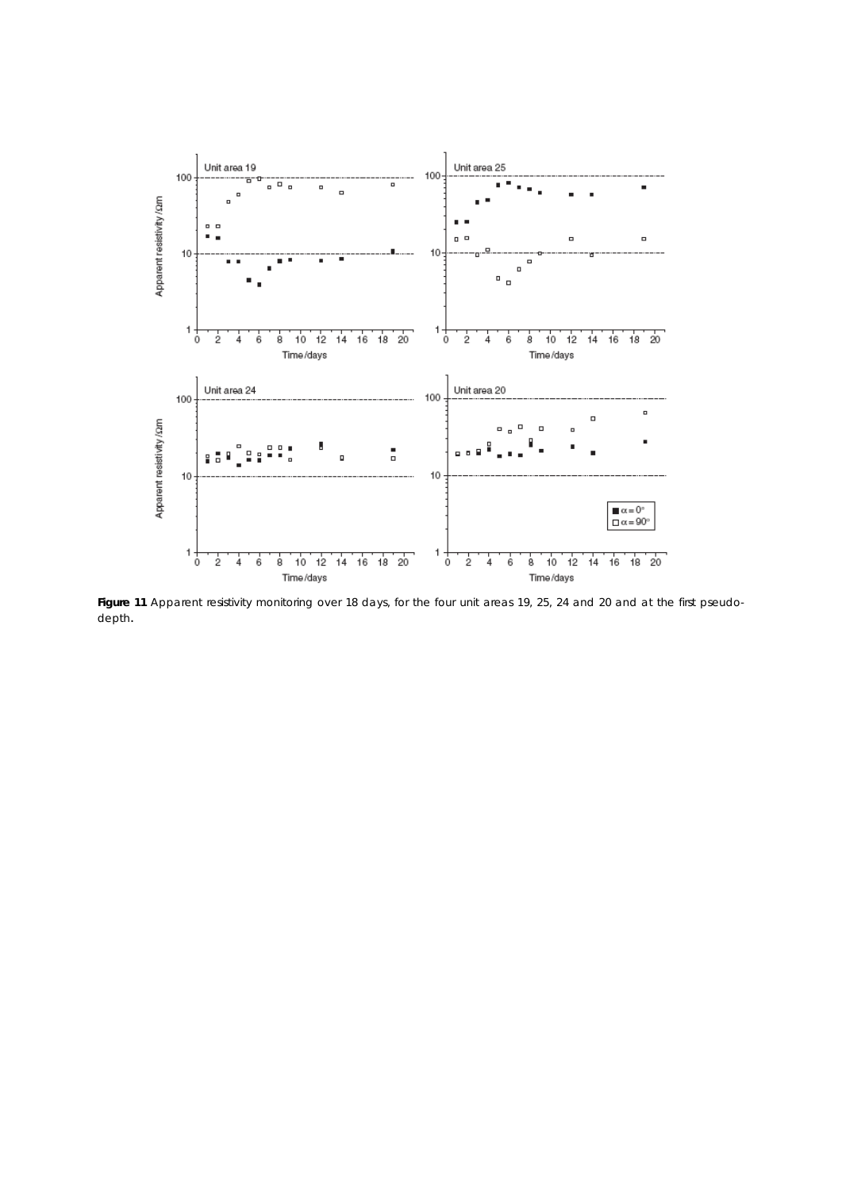**Figure 11** Apparent resistivity monitoring over 18 days, for the four unit areas 19, 25, 24 and 20 and at the first pseudo-depth.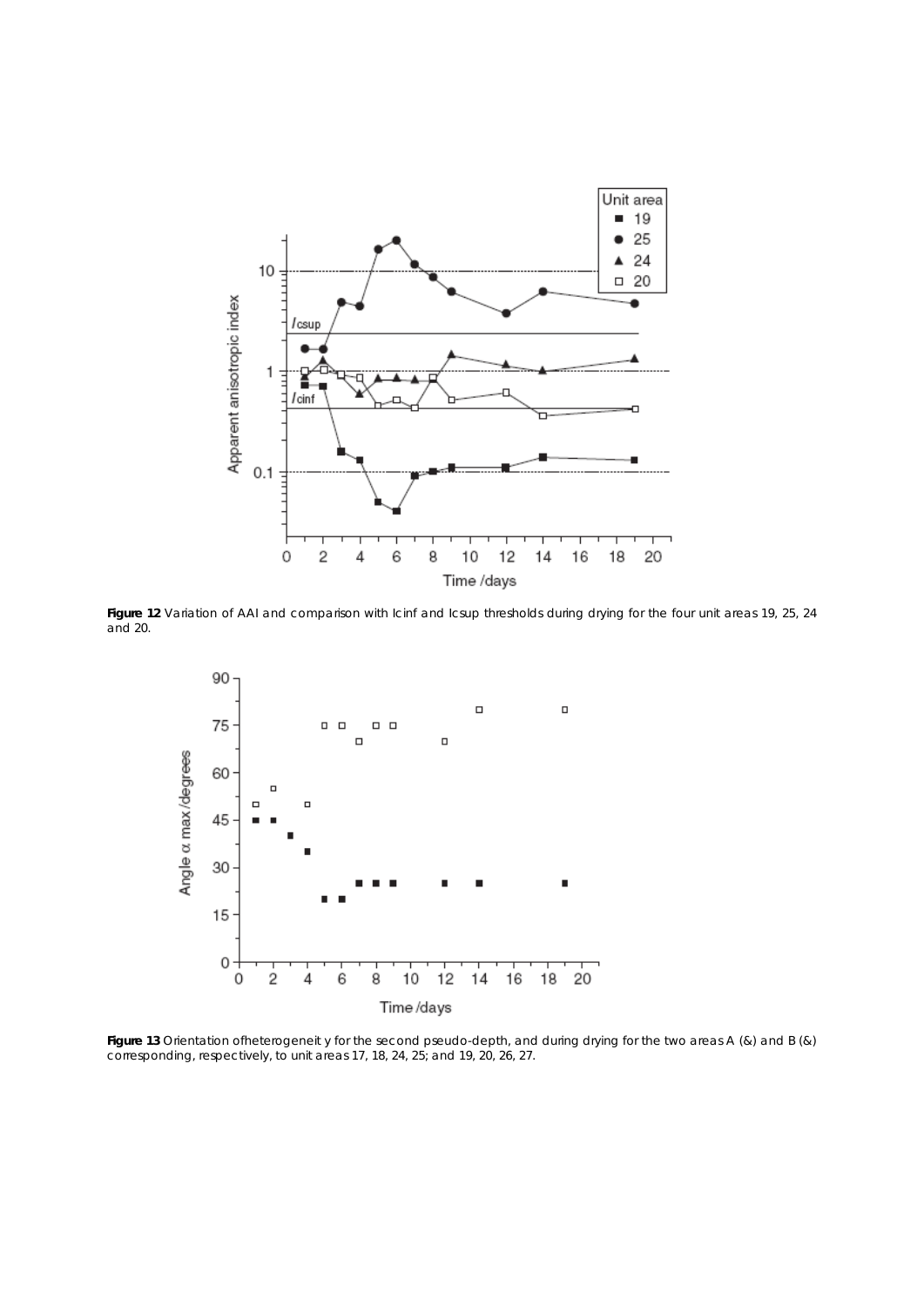**Figure 12** Variation of AAI and comparison with Icinf and Icsup thresholds during drying for the four unit areas 19, 25, 24 and 20.

**Figure 13** Orientation ofheterogeneit y for the second pseudo-depth, and during drying for the two areas A (&) and B (&) corresponding, respectively, to unit areas 17, 18, 24, 25; and 19, 20, 26, 27.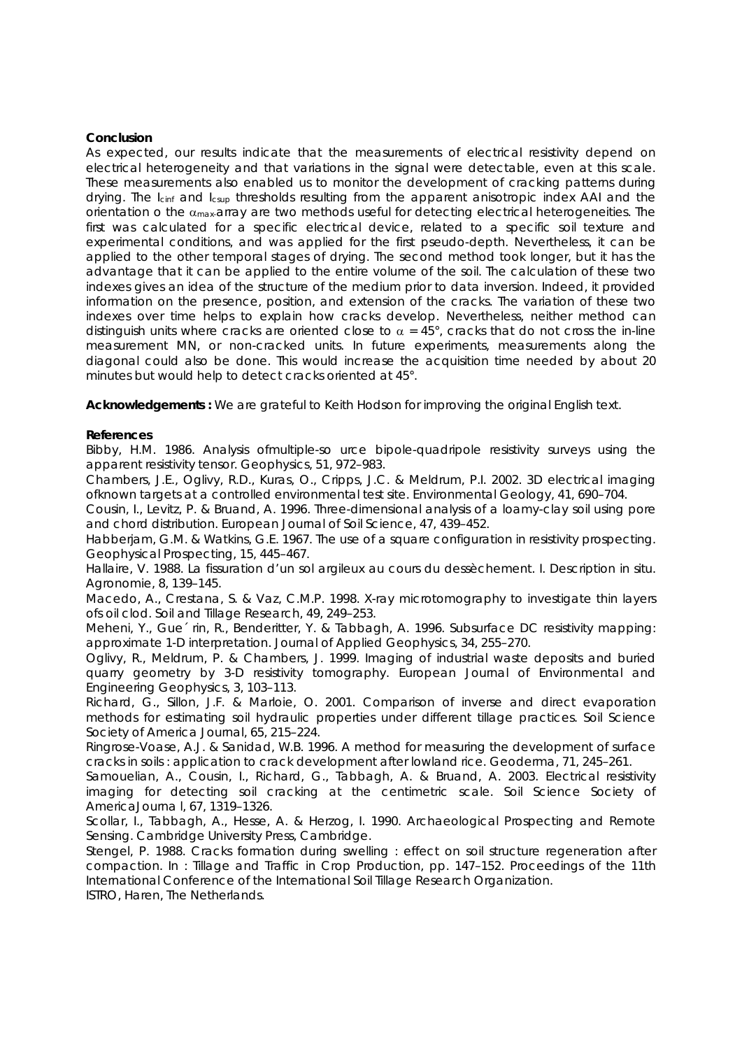**Conclusion**

As expected, our results indicate that the measurements of electrical resistivity depend on electrical heterogeneity and that variations in the signal were detectable, even at this scale. These measurements also enabled us to monitor the development of cracking patterns during drying. The $I_{cinf}$ and $I_{csup}$ thresholds resulting from the apparent anisotropic index AAI and the orientation o the $\alpha_{max}$-array are two methods useful for detecting electrical heterogeneities. The first was calculated for a specific electrical device, related to a specific soil texture and experimental conditions, and was applied for the first pseudo-depth. Nevertheless, it can be applied to the other temporal stages of drying. The second method took longer, but it has the advantage that it can be applied to the entire volume of the soil. The calculation of these two indexes gives an idea of the structure of the medium prior to data inversion. Indeed, it provided information on the presence, position, and extension of the cracks. The variation of these two indexes over time helps to explain how cracks develop. Nevertheless, neither method can distinguish units where cracks are oriented close to $\alpha = 45°$, cracks that do not cross the in-line measurement MN, or non-cracked units. In future experiments, measurements along the diagonal could also be done. This would increase the acquisition time needed by about 20 minutes but would help to detect cracks oriented at 45°.

**Acknowledgements :** We are grateful to Keith Hodson for improving the original English text.

**References**

Bibby, H.M. 1986. Analysis ofmultiple-so urce bipole-quadripole resistivity surveys using the apparent resistivity tensor. Geophysics, 51, 972–983.

Chambers, J.E., Oglivy, R.D., Kuras, O., Cripps, J.C. & Meldrum, P.I. 2002. 3D electrical imaging ofknown targets at a controlled environmental test site. Environmental Geology, 41, 690–704.

Cousin, I., Levitz, P. & Bruand, A. 1996. Three-dimensional analysis of a loamy-clay soil using pore and chord distribution. European Journal of Soil Science, 47, 439–452.

Habberjam, G.M. & Watkins, G.E. 1967. The use of a square configuration in resistivity prospecting. Geophysical Prospecting, 15, 445–467.

Hallaire, V. 1988. La fissuration d'un sol argileux au cours du dessèchement. I. Description in situ. Agronomie, 8, 139–145.

Macedo, A., Crestana, S. & Vaz, C.M.P. 1998. X-ray microtomography to investigate thin layers ofs oil clod. Soil and Tillage Research, 49, 249–253.

Meheni, Y., Gue´ rin, R., Benderitter, Y. & Tabbagh, A. 1996. Subsurface DC resistivity mapping: approximate 1-D interpretation. Journal of Applied Geophysics, 34, 255–270.

Oglivy, R., Meldrum, P. & Chambers, J. 1999. Imaging of industrial waste deposits and buried quarry geometry by 3-D resistivity tomography. European Journal of Environmental and Engineering Geophysics, 3, 103–113.

Richard, G., Sillon, J.F. & Marloie, O. 2001. Comparison of inverse and direct evaporation methods for estimating soil hydraulic properties under different tillage practices. Soil Science Society of America Journal, 65, 215–224.

Ringrose-Voase, A.J. & Sanidad, W.B. 1996. A method for measuring the development of surface cracks in soils : application to crack development after lowland rice. Geoderma, 71, 245–261.

Samouelian, A., Cousin, I., Richard, G., Tabbagh, A. & Bruand, A. 2003. Electrical resistivity imaging for detecting soil cracking at the centimetric scale. Soil Science Society of AmericaJourna l, 67, 1319–1326.

Scollar, I., Tabbagh, A., Hesse, A. & Herzog, I. 1990. Archaeological Prospecting and Remote Sensing. Cambridge University Press, Cambridge.

Stengel, P. 1988. Cracks formation during swelling : effect on soil structure regeneration after compaction. In : Tillage and Traffic in Crop Production, pp. 147–152. Proceedings of the 11th International Conference of the International Soil Tillage Research Organization.
ISTRO, Haren, The Netherlands.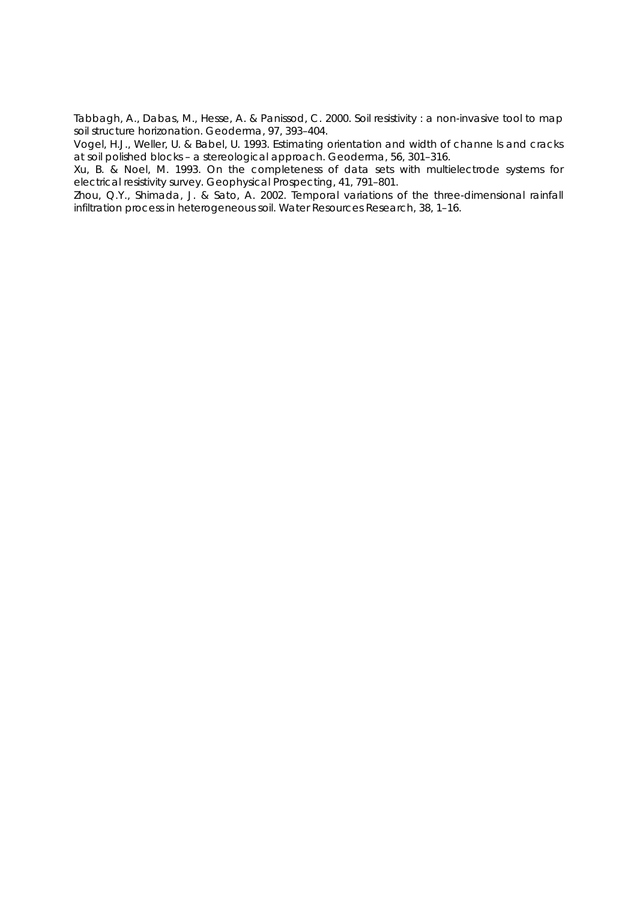Tabbagh, A., Dabas, M., Hesse, A. & Panissod, C. 2000. Soil resistivity : a non-invasive tool to map soil structure horizonation. Geoderma, 97, 393–404.

Vogel, H.J., Weller, U. & Babel, U. 1993. Estimating orientation and width of channe ls and cracks at soil polished blocks – a stereological approach. Geoderma, 56, 301–316.

Xu, B. & Noel, M. 1993. On the completeness of data sets with multielectrode systems for electrical resistivity survey. Geophysical Prospecting, 41, 791–801.

Zhou, Q.Y., Shimada, J. & Sato, A. 2002. Temporal variations of the three-dimensional rainfall infiltration process in heterogeneous soil. Water Resources Research, 38, 1–16.